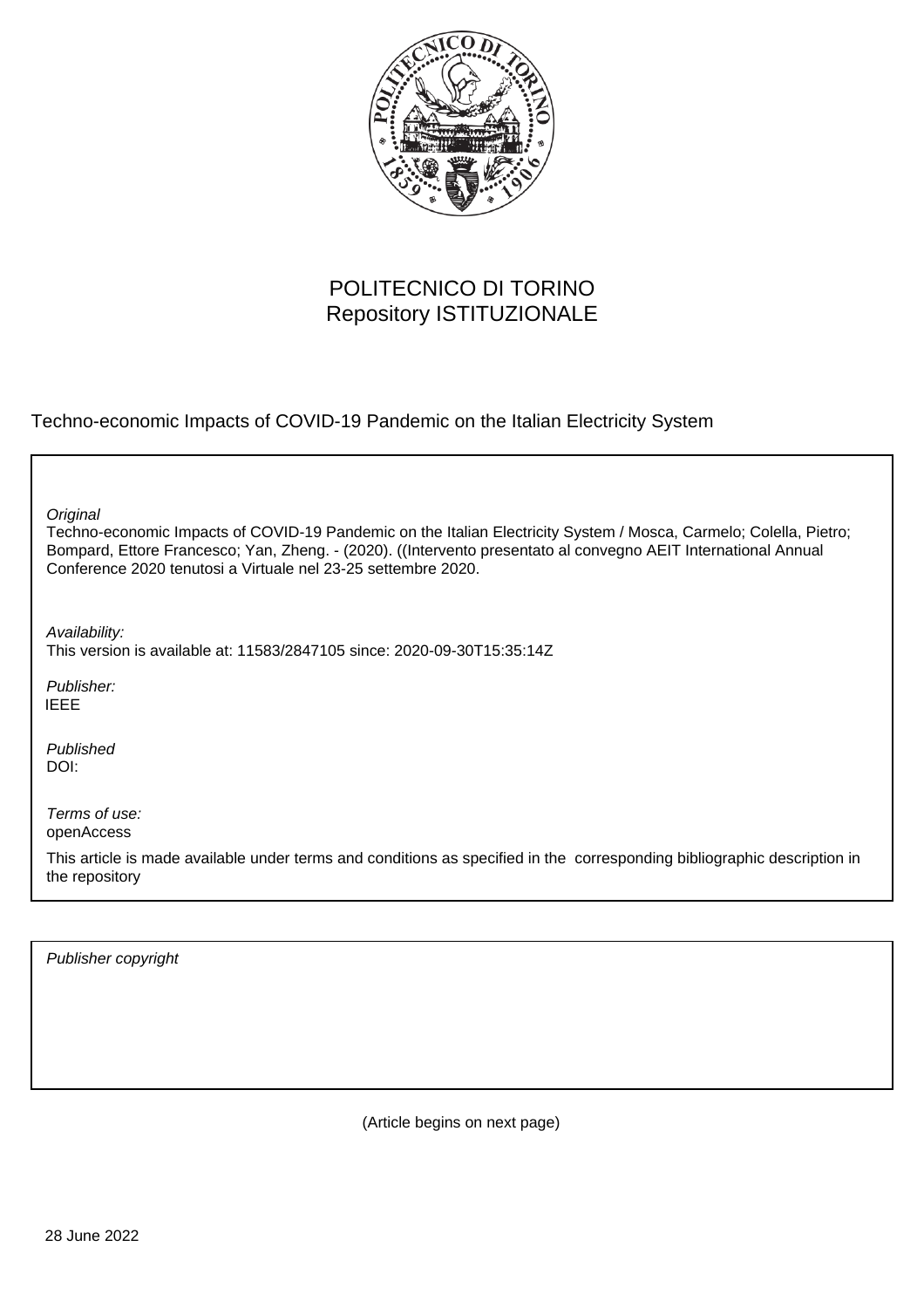POLITECNICO DI TORINO
Repository ISTITUZIONALE

Techno-economic Impacts of COVID-19 Pandemic on the Italian Electricity System

*Original*
Techno-economic Impacts of COVID-19 Pandemic on the Italian Electricity System / Mosca, Carmelo; Colella, Pietro; Bompard, Ettore Francesco; Yan, Zheng. - (2020). ((Intervento presentato al convegno AEIT International Annual Conference 2020 tenutosi a Virtuale nel 23-25 settembre 2020.

*Availability:*
This version is available at: 11583/2847105 since: 2020-09-30T15:35:14Z

*Publisher:*
IEEE

*Published*
DOI:

*Terms of use:*
openAccess

This article is made available under terms and conditions as specified in the corresponding bibliographic description in the repository

*Publisher copyright*

(Article begins on next page)

28 June 2022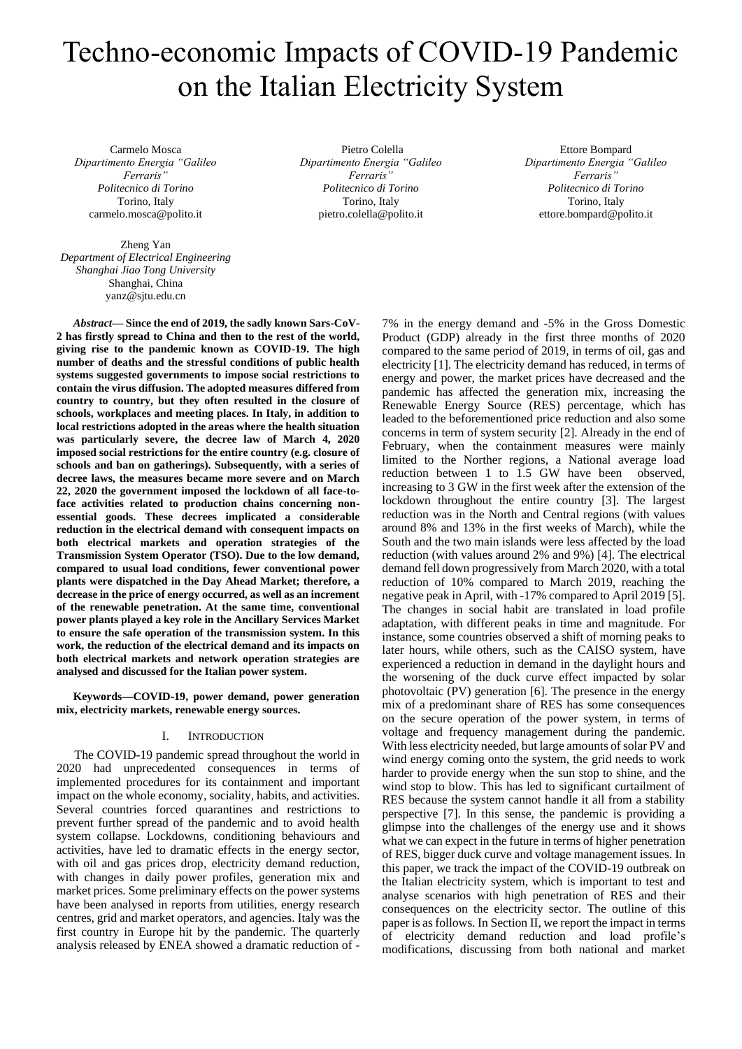# Techno-economic Impacts of COVID-19 Pandemic on the Italian Electricity System

Carmelo Mosca
*Dipartimento Energia "Galileo Ferraris"*
*Politecnico di Torino*
Torino, Italy
carmelo.mosca@polito.it

Pietro Colella
*Dipartimento Energia "Galileo Ferraris"*
*Politecnico di Torino*
Torino, Italy
pietro.colella@polito.it

Ettore Bompard
*Dipartimento Energia "Galileo Ferraris"*
*Politecnico di Torino*
Torino, Italy
ettore.bompard@polito.it

Zheng Yan
*Department of Electrical Engineering*
*Shanghai Jiao Tong University*
Shanghai, China
yanz@sjtu.edu.cn

***Abstract*— Since the end of 2019, the sadly known Sars-CoV-2 has firstly spread to China and then to the rest of the world, giving rise to the pandemic known as COVID-19. The high number of deaths and the stressful conditions of public health systems suggested governments to impose social restrictions to contain the virus diffusion. The adopted measures differed from country to country, but they often resulted in the closure of schools, workplaces and meeting places. In Italy, in addition to local restrictions adopted in the areas where the health situation was particularly severe, the decree law of March 4, 2020 imposed social restrictions for the entire country (e.g. closure of schools and ban on gatherings). Subsequently, with a series of decree laws, the measures became more severe and on March 22, 2020 the government imposed the lockdown of all face-to-face activities related to production chains concerning non-essential goods. These decrees implicated a considerable reduction in the electrical demand with consequent impacts on both electrical markets and operation strategies of the Transmission System Operator (TSO). Due to the low demand, compared to usual load conditions, fewer conventional power plants were dispatched in the Day Ahead Market; therefore, a decrease in the price of energy occurred, as well as an increment of the renewable penetration. At the same time, conventional power plants played a key role in the Ancillary Services Market to ensure the safe operation of the transmission system. In this work, the reduction of the electrical demand and its impacts on both electrical markets and network operation strategies are analysed and discussed for the Italian power system.**

**Keywords—COVID-19, power demand, power generation mix, electricity markets, renewable energy sources.**

## I. Introduction

The COVID-19 pandemic spread throughout the world in 2020 had unprecedented consequences in terms of implemented procedures for its containment and important impact on the whole economy, sociality, habits, and activities. Several countries forced quarantines and restrictions to prevent further spread of the pandemic and to avoid health system collapse. Lockdowns, conditioning behaviours and activities, have led to dramatic effects in the energy sector, with oil and gas prices drop, electricity demand reduction, with changes in daily power profiles, generation mix and market prices. Some preliminary effects on the power systems have been analysed in reports from utilities, energy research centres, grid and market operators, and agencies. Italy was the first country in Europe hit by the pandemic. The quarterly analysis released by ENEA showed a dramatic reduction of -7% in the energy demand and -5% in the Gross Domestic Product (GDP) already in the first three months of 2020 compared to the same period of 2019, in terms of oil, gas and electricity [1]. The electricity demand has reduced, in terms of energy and power, the market prices have decreased and the pandemic has affected the generation mix, increasing the Renewable Energy Source (RES) percentage, which has leaded to the beforementioned price reduction and also some concerns in term of system security [2]. Already in the end of February, when the containment measures were mainly limited to the Norther regions, a National average load reduction between 1 to 1.5 GW have been observed, increasing to 3 GW in the first week after the extension of the lockdown throughout the entire country [3]. The largest reduction was in the North and Central regions (with values around 8% and 13% in the first weeks of March), while the South and the two main islands were less affected by the load reduction (with values around 2% and 9%) [4]. The electrical demand fell down progressively from March 2020, with a total reduction of 10% compared to March 2019, reaching the negative peak in April, with -17% compared to April 2019 [5]. The changes in social habit are translated in load profile adaptation, with different peaks in time and magnitude. For instance, some countries observed a shift of morning peaks to later hours, while others, such as the CAISO system, have experienced a reduction in demand in the daylight hours and the worsening of the duck curve effect impacted by solar photovoltaic (PV) generation [6]. The presence in the energy mix of a predominant share of RES has some consequences on the secure operation of the power system, in terms of voltage and frequency management during the pandemic. With less electricity needed, but large amounts of solar PV and wind energy coming onto the system, the grid needs to work harder to provide energy when the sun stop to shine, and the wind stop to blow. This has led to significant curtailment of RES because the system cannot handle it all from a stability perspective [7]. In this sense, the pandemic is providing a glimpse into the challenges of the energy use and it shows what we can expect in the future in terms of higher penetration of RES, bigger duck curve and voltage management issues. In this paper, we track the impact of the COVID-19 outbreak on the Italian electricity system, which is important to test and analyse scenarios with high penetration of RES and their consequences on the electricity sector. The outline of this paper is as follows. In Section II, we report the impact in terms of electricity demand reduction and load profile's modifications, discussing from both national and market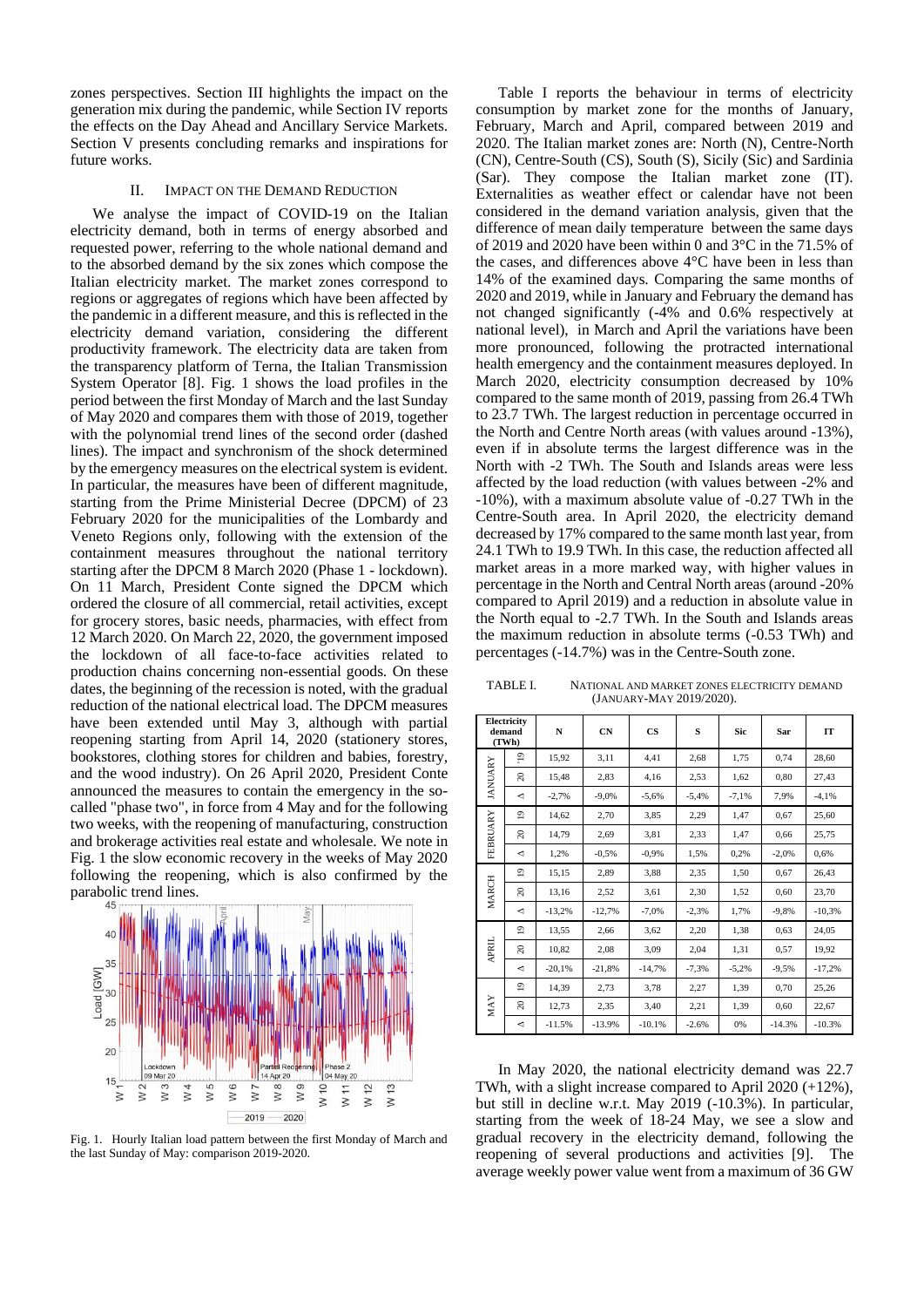zones perspectives. Section III highlights the impact on the generation mix during the pandemic, while Section IV reports the effects on the Day Ahead and Ancillary Service Markets. Section V presents concluding remarks and inspirations for future works.

## II. Impact on the Demand Reduction

We analyse the impact of COVID-19 on the Italian electricity demand, both in terms of energy absorbed and requested power, referring to the whole national demand and to the absorbed demand by the six zones which compose the Italian electricity market. The market zones correspond to regions or aggregates of regions which have been affected by the pandemic in a different measure, and this is reflected in the electricity demand variation, considering the different productivity framework. The electricity data are taken from the transparency platform of Terna, the Italian Transmission System Operator [8]. Fig. 1 shows the load profiles in the period between the first Monday of March and the last Sunday of May 2020 and compares them with those of 2019, together with the polynomial trend lines of the second order (dashed lines). The impact and synchronism of the shock determined by the emergency measures on the electrical system is evident. In particular, the measures have been of different magnitude, starting from the Prime Ministerial Decree (DPCM) of 23 February 2020 for the municipalities of the Lombardy and Veneto Regions only, following with the extension of the containment measures throughout the national territory starting after the DPCM 8 March 2020 (Phase 1 - lockdown). On 11 March, President Conte signed the DPCM which ordered the closure of all commercial, retail activities, except for grocery stores, basic needs, pharmacies, with effect from 12 March 2020. On March 22, 2020, the government imposed the lockdown of all face-to-face activities related to production chains concerning non-essential goods. On these dates, the beginning of the recession is noted, with the gradual reduction of the national electrical load. The DPCM measures have been extended until May 3, although with partial reopening starting from April 14, 2020 (stationery stores, bookstores, clothing stores for children and babies, forestry, and the wood industry). On 26 April 2020, President Conte announced the measures to contain the emergency in the so-called "phase two", in force from 4 May and for the following two weeks, with the reopening of manufacturing, construction and brokerage activities real estate and wholesale. We note in Fig. 1 the slow economic recovery in the weeks of May 2020 following the reopening, which is also confirmed by the parabolic trend lines.

Fig. 1. Hourly Italian load pattern between the first Monday of March and the last Sunday of May: comparison 2019-2020.

Table I reports the behaviour in terms of electricity consumption by market zone for the months of January, February, March and April, compared between 2019 and 2020. The Italian market zones are: North (N), Centre-North (CN), Centre-South (CS), South (S), Sicily (Sic) and Sardinia (Sar). They compose the Italian market zone (IT). Externalities as weather effect or calendar have not been considered in the demand variation analysis, given that the difference of mean daily temperature between the same days of 2019 and 2020 have been within 0 and 3°C in the 71.5% of the cases, and differences above 4°C have been in less than 14% of the examined days. Comparing the same months of 2020 and 2019, while in January and February the demand has not changed significantly (-4% and 0.6% respectively at national level), in March and April the variations have been more pronounced, following the protracted international health emergency and the containment measures deployed. In March 2020, electricity consumption decreased by 10% compared to the same month of 2019, passing from 26.4 TWh to 23.7 TWh. The largest reduction in percentage occurred in the North and Centre North areas (with values around -13%), even if in absolute terms the largest difference was in the North with -2 TWh. The South and Islands areas were less affected by the load reduction (with values between -2% and -10%), with a maximum absolute value of -0.27 TWh in the Centre-South area. In April 2020, the electricity demand decreased by 17% compared to the same month last year, from 24.1 TWh to 19.9 TWh. In this case, the reduction affected all market areas in a more marked way, with higher values in percentage in the North and Central North areas (around -20% compared to April 2019) and a reduction in absolute value in the North equal to -2.7 TWh. In the South and Islands areas the maximum reduction in absolute terms (-0.53 TWh) and percentages (-14.7%) was in the Centre-South zone.

TABLE I. National and Market Zones Electricity Demand (January-May 2019/2020).

| Electricity demand (TWh) | | N | CN | CS | S | Sic | Sar | IT |
|---|---|---|---|---|---|---|---|---|
| JANUARY | '19 | 15,92 | 3,11 | 4,41 | 2,68 | 1,75 | 0,74 | 28,60 |
| | 20 | 15,48 | 2,83 | 4,16 | 2,53 | 1,62 | 0,80 | 27,43 |
| | Δ | -2,7% | -9,0% | -5,6% | -5,4% | -7,1% | 7,9% | -4,1% |
| FEBRUARY | 19 | 14,62 | 2,70 | 3,85 | 2,29 | 1,47 | 0,67 | 25,60 |
| | 20 | 14,79 | 2,69 | 3,81 | 2,33 | 1,47 | 0,66 | 25,75 |
| | Δ | 1,2% | -0,5% | -0,9% | 1,5% | 0,2% | -2,0% | 0,6% |
| MARCH | 19 | 15,15 | 2,89 | 3,88 | 2,35 | 1,50 | 0,67 | 26,43 |
| | 20 | 13,16 | 2,52 | 3,61 | 2,30 | 1,52 | 0,60 | 23,70 |
| | Δ | -13,2% | -12,7% | -7,0% | -2,3% | 1,7% | -9,8% | -10,3% |
| APRIL | 19 | 13,55 | 2,66 | 3,62 | 2,20 | 1,38 | 0,63 | 24,05 |
| | 20 | 10,82 | 2,08 | 3,09 | 2,04 | 1,31 | 0,57 | 19,92 |
| | Δ | -20,1% | -21,8% | -14,7% | -7,3% | -5,2% | -9,5% | -17,2% |
| MAY | 19 | 14,39 | 2,73 | 3,78 | 2,27 | 1,39 | 0,70 | 25,26 |
| | 20 | 12,73 | 2,35 | 3,40 | 2,21 | 1,39 | 0,60 | 22,67 |
| | Δ | -11.5% | -13.9% | -10.1% | -2.6% | 0% | -14.3% | -10.3% |

In May 2020, the national electricity demand was 22.7 TWh, with a slight increase compared to April 2020 (+12%), but still in decline w.r.t. May 2019 (-10.3%). In particular, starting from the week of 18-24 May, we see a slow and gradual recovery in the electricity demand, following the reopening of several productions and activities [9]. The average weekly power value went from a maximum of 36 GW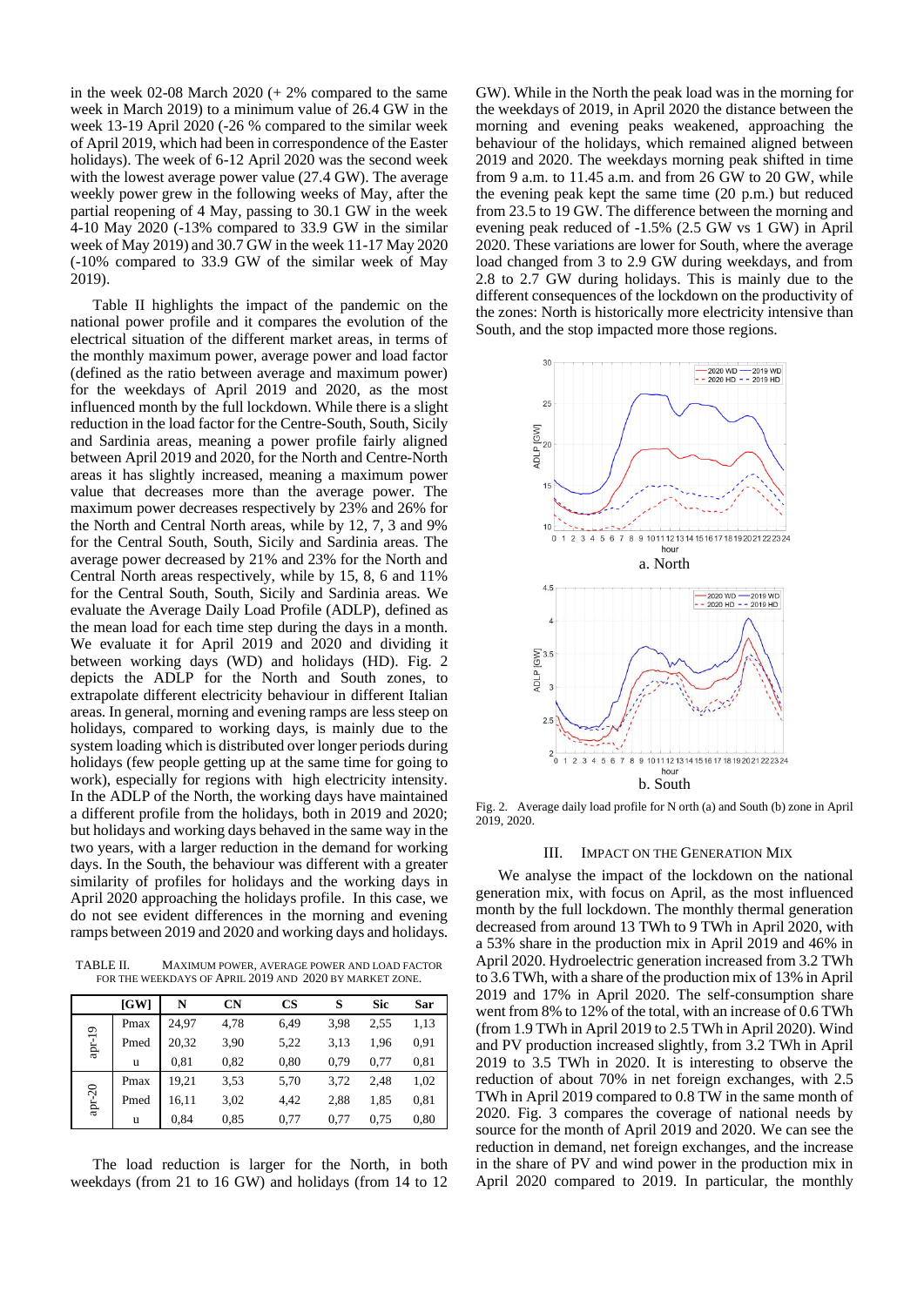in the week 02-08 March 2020 (+ 2% compared to the same week in March 2019) to a minimum value of 26.4 GW in the week 13-19 April 2020 (-26 % compared to the similar week of April 2019, which had been in correspondence of the Easter holidays). The week of 6-12 April 2020 was the second week with the lowest average power value (27.4 GW). The average weekly power grew in the following weeks of May, after the partial reopening of 4 May, passing to 30.1 GW in the week 4-10 May 2020 (-13% compared to 33.9 GW in the similar week of May 2019) and 30.7 GW in the week 11-17 May 2020 (-10% compared to 33.9 GW of the similar week of May 2019).

Table II highlights the impact of the pandemic on the national power profile and it compares the evolution of the electrical situation of the different market areas, in terms of the monthly maximum power, average power and load factor (defined as the ratio between average and maximum power) for the weekdays of April 2019 and 2020, as the most influenced month by the full lockdown. While there is a slight reduction in the load factor for the Centre-South, South, Sicily and Sardinia areas, meaning a power profile fairly aligned between April 2019 and 2020, for the North and Centre-North areas it has slightly increased, meaning a maximum power value that decreases more than the average power. The maximum power decreases respectively by 23% and 26% for the North and Central North areas, while by 12, 7, 3 and 9% for the Central South, South, Sicily and Sardinia areas. The average power decreased by 21% and 23% for the North and Central North areas respectively, while by 15, 8, 6 and 11% for the Central South, South, Sicily and Sardinia areas. We evaluate the Average Daily Load Profile (ADLP), defined as the mean load for each time step during the days in a month. We evaluate it for April 2019 and 2020 and dividing it between working days (WD) and holidays (HD). Fig. 2 depicts the ADLP for the North and South zones, to extrapolate different electricity behaviour in different Italian areas. In general, morning and evening ramps are less steep on holidays, compared to working days, is mainly due to the system loading which is distributed over longer periods during holidays (few people getting up at the same time for going to work), especially for regions with high electricity intensity. In the ADLP of the North, the working days have maintained a different profile from the holidays, both in 2019 and 2020; but holidays and working days behaved in the same way in the two years, with a larger reduction in the demand for working days. In the South, the behaviour was different with a greater similarity of profiles for holidays and the working days in April 2020 approaching the holidays profile. In this case, we do not see evident differences in the morning and evening ramps between 2019 and 2020 and working days and holidays.

TABLE II. MAXIMUM POWER, AVERAGE POWER AND LOAD FACTOR FOR THE WEEKDAYS OF APRIL 2019 AND 2020 BY MARKET ZONE.

| | [GW] | N | CN | CS | S | Sic | Sar |
|---|---|---|---|---|---|---|---|
| apr-19 | Pmax | 24,97 | 4,78 | 6,49 | 3,98 | 2,55 | 1,13 |
| | Pmed | 20,32 | 3,90 | 5,22 | 3,13 | 1,96 | 0,91 |
| | u | 0,81 | 0,82 | 0,80 | 0,79 | 0,77 | 0,81 |
| apr-20 | Pmax | 19,21 | 3,53 | 5,70 | 3,72 | 2,48 | 1,02 |
| | Pmed | 16,11 | 3,02 | 4,42 | 2,88 | 1,85 | 0,81 |
| | u | 0,84 | 0,85 | 0,77 | 0,77 | 0,75 | 0,80 |

The load reduction is larger for the North, in both weekdays (from 21 to 16 GW) and holidays (from 14 to 12 GW). While in the North the peak load was in the morning for the weekdays of 2019, in April 2020 the distance between the morning and evening peaks weakened, approaching the behaviour of the holidays, which remained aligned between 2019 and 2020. The weekdays morning peak shifted in time from 9 a.m. to 11.45 a.m. and from 26 GW to 20 GW, while the evening peak kept the same time (20 p.m.) but reduced from 23.5 to 19 GW. The difference between the morning and evening peak reduced of -1.5% (2.5 GW vs 1 GW) in April 2020. These variations are lower for South, where the average load changed from 3 to 2.9 GW during weekdays, and from 2.8 to 2.7 GW during holidays. This is mainly due to the different consequences of the lockdown on the productivity of the zones: North is historically more electricity intensive than South, and the stop impacted more those regions.

a. North

b. South

Fig. 2. Average daily load profile for N orth (a) and South (b) zone in April 2019, 2020.

## III. IMPACT ON THE GENERATION MIX

We analyse the impact of the lockdown on the national generation mix, with focus on April, as the most influenced month by the full lockdown. The monthly thermal generation decreased from around 13 TWh to 9 TWh in April 2020, with a 53% share in the production mix in April 2019 and 46% in April 2020. Hydroelectric generation increased from 3.2 TWh to 3.6 TWh, with a share of the production mix of 13% in April 2019 and 17% in April 2020. The self-consumption share went from 8% to 12% of the total, with an increase of 0.6 TWh (from 1.9 TWh in April 2019 to 2.5 TWh in April 2020). Wind and PV production increased slightly, from 3.2 TWh in April 2019 to 3.5 TWh in 2020. It is interesting to observe the reduction of about 70% in net foreign exchanges, with 2.5 TWh in April 2019 compared to 0.8 TW in the same month of 2020. Fig. 3 compares the coverage of national needs by source for the month of April 2019 and 2020. We can see the reduction in demand, net foreign exchanges, and the increase in the share of PV and wind power in the production mix in April 2020 compared to 2019. In particular, the monthly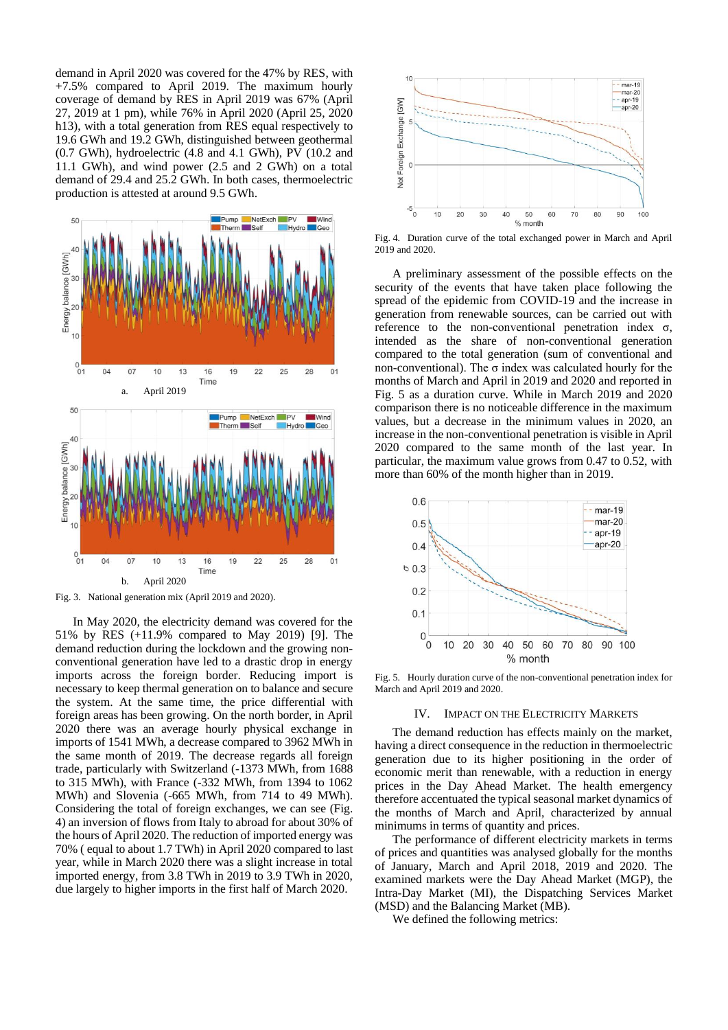demand in April 2020 was covered for the 47% by RES, with +7.5% compared to April 2019. The maximum hourly coverage of demand by RES in April 2019 was 67% (April 27, 2019 at 1 pm), while 76% in April 2020 (April 25, 2020 h13), with a total generation from RES equal respectively to 19.6 GWh and 19.2 GWh, distinguished between geothermal (0.7 GWh), hydroelectric (4.8 and 4.1 GWh), PV (10.2 and 11.1 GWh), and wind power (2.5 and 2 GWh) on a total demand of 29.4 and 25.2 GWh. In both cases, thermoelectric production is attested at around 9.5 GWh.

a. April 2019

b. April 2020

Fig. 3. National generation mix (April 2019 and 2020).

In May 2020, the electricity demand was covered for the 51% by RES (+11.9% compared to May 2019) [9]. The demand reduction during the lockdown and the growing non-conventional generation have led to a drastic drop in energy imports across the foreign border. Reducing energy import is necessary to keep thermal generation on to balance and secure the system. At the same time, the price differential with foreign areas has been growing. On the north border, in April 2020 there was an average hourly physical exchange in imports of 1541 MWh, a decrease compared to 3962 MWh in the same month of 2019. The decrease regards all foreign trade, particularly with Switzerland (-1373 MWh, from 1688 to 315 MWh), with France (-332 MWh, from 1394 to 1062 MWh) and Slovenia (-665 MWh, from 714 to 49 MWh). Considering the total of foreign exchanges, we can see (Fig. 4) an inversion of flows from Italy to abroad for about 30% of the hours of April 2020. The reduction of imported energy was 70% ( equal to about 1.7 TWh) in April 2020 compared to last year, while in March 2020 there was a slight increase in total imported energy, from 3.8 TWh in 2019 to 3.9 TWh in 2020, due largely to higher imports in the first half of March 2020.

Fig. 4. Duration curve of the total exchanged power in March and April 2019 and 2020.

A preliminary assessment of the possible effects on the security of the events that have taken place following the spread of the epidemic from COVID-19 and the increase in generation from renewable sources, can be carried out with reference to the non-conventional penetration index $\sigma$, intended as the share of non-conventional generation compared to the total generation (sum of conventional and non-conventional). The $\sigma$ index was calculated hourly for the months of March and April in 2019 and 2020 and reported in Fig. 5 as a duration curve. While in March 2019 and 2020 comparison there is no noticeable difference in the maximum values, but a decrease in the minimum values in 2020, an increase in the non-conventional penetration is visible in April 2020 compared to the same month of the last year. In particular, the maximum value grows from 0.47 to 0.52, with more than 60% of the month higher than in 2019.

Fig. 5. Hourly duration curve of the non-conventional penetration index for March and April 2019 and 2020.

## IV. Impact on the Electricity Markets

The demand reduction has effects mainly on the market, having a direct consequence in the reduction in thermoelectric generation due to its higher positioning in the order of economic merit than renewable, with a reduction in energy prices in the Day Ahead Market. The health emergency therefore accentuated the typical seasonal market dynamics of the months of March and April, characterized by annual minimums in terms of quantity and prices.

The performance of different electricity markets in terms of prices and quantities was analysed globally for the months of January, March and April 2018, 2019 and 2020. The examined markets were the Day Ahead Market (MGP), the Intra-Day Market (MI), the Dispatching Services Market (MSD) and the Balancing Market (MB).

We defined the following metrics: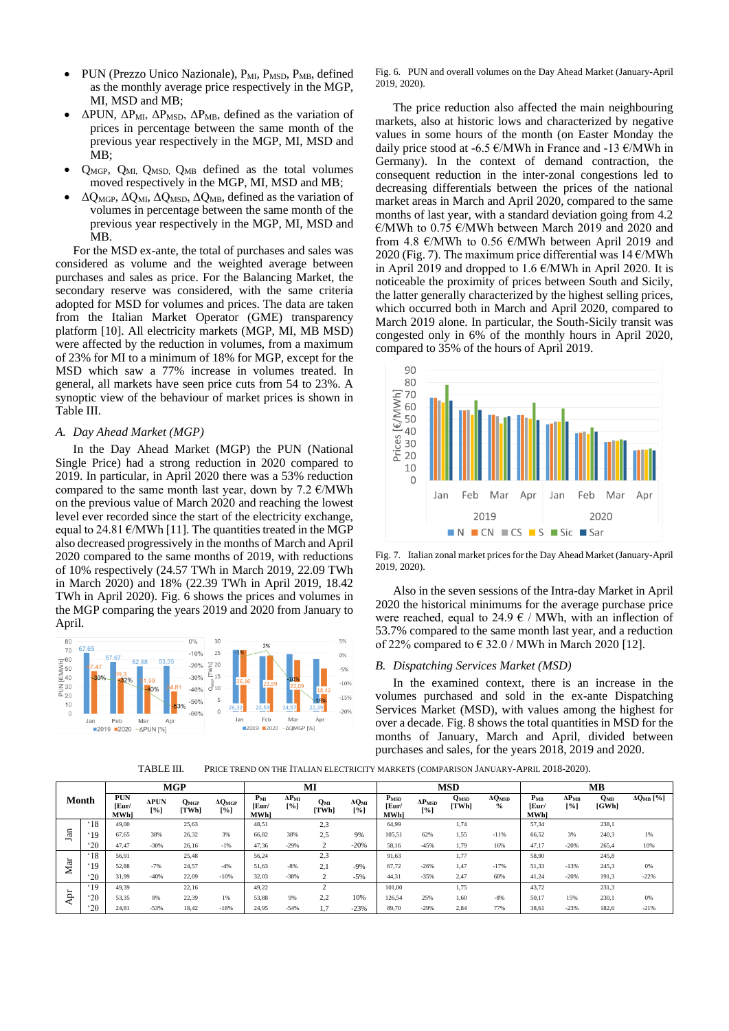- PUN (Prezzo Unico Nazionale), $P_{MI}$, $P_{MSD}$, $P_{MB}$, defined as the monthly average price respectively in the MGP, MI, MSD and MB;
- ΔPUN, $\Delta P_{MI}$, $\Delta P_{MSD}$, $\Delta P_{MB}$, defined as the variation of prices in percentage between the same month of the previous year respectively in the MGP, MI, MSD and MB;
- $Q_{MGP}$, $Q_{MI}$, $Q_{MSD}$, $Q_{MB}$ defined as the total volumes moved respectively in the MGP, MI, MSD and MB;
- $\Delta Q_{MGP}$, $\Delta Q_{MI}$, $\Delta Q_{MSD}$, $\Delta Q_{MB}$, defined as the variation of volumes in percentage between the same month of the previous year respectively in the MGP, MI, MSD and MB.

For the MSD ex-ante, the total of purchases and sales was considered as volume and the weighted average between purchases and sales as price. For the Balancing Market, the secondary reserve was considered, with the same criteria adopted for MSD for volumes and prices. The data are taken from the Italian Market Operator (GME) transparency platform [10]. All electricity markets (MGP, MI, MB MSD) were affected by the reduction in volumes, from a maximum of 23% for MI to a minimum of 18% for MGP, except for the MSD which saw a 77% increase in volumes treated. In general, all markets have seen price cuts from 54 to 23%. A synoptic view of the behaviour of market prices is shown in Table III.

### A. Day Ahead Market (MGP)

In the Day Ahead Market (MGP) the PUN (National Single Price) had a strong reduction in 2020 compared to 2019. In particular, in April 2020 there was a 53% reduction compared to the same month last year, down by 7.2 €/MWh on the previous value of March 2020 and reaching the lowest level ever recorded since the start of the electricity exchange, equal to 24.81 €/MWh [11]. The quantities treated in the MGP also decreased progressively in the months of March and April 2020 compared to the same months of 2019, with reductions of 10% respectively (24.57 TWh in March 2019, 22.09 TWh in March 2020) and 18% (22.39 TWh in April 2019, 18.42 TWh in April 2020). Fig. 6 shows the prices and volumes in the MGP comparing the years 2019 and 2020 from January to April.

Fig. 6. PUN and overall volumes on the Day Ahead Market (January-April 2019, 2020).

The price reduction also affected the main neighbouring markets, also at historic lows and characterized by negative values in some hours of the month (on Easter Monday the daily price stood at -6.5 €/MWh in France and -13 €/MWh in Germany). In the context of demand contraction, the consequent reduction in the inter-zonal congestions led to decreasing differentials between the prices of the national market areas in March and April 2020, compared to the same months of last year, with a standard deviation going from 4.2 €/MWh to 0.75 €/MWh between March 2019 and 2020 and from 4.8 €/MWh to 0.56 €/MWh between April 2019 and 2020 (Fig. 7). The maximum price differential was 14 €/MWh in April 2019 and dropped to 1.6 €/MWh in April 2020. It is noticeable the proximity of prices between South and Sicily, the latter generally characterized by the highest selling prices, which occurred both in March and April 2020, compared to March 2019 alone. In particular, the South-Sicily transit was congested only in 6% of the monthly hours in April 2020, compared to 35% of the hours of April 2019.

Fig. 7. Italian zonal market prices for the Day Ahead Market (January-April 2019, 2020).

Also in the seven sessions of the Intra-day Market in April 2020 the historical minimums for the average purchase price were reached, equal to 24.9 € / MWh, with an inflection of 53.7% compared to the same month last year, and a reduction of 22% compared to € 32.0 / MWh in March 2020 [12].

### B. Dispatching Services Market (MSD)

In the examined context, there is an increase in the volumes purchased and sold in the ex-ante Dispatching Services Market (MSD), with values among the highest for over a decade. Fig. 8 shows the total quantities in MSD for the months of January, March and April, divided between purchases and sales, for the years 2018, 2019 and 2020.

TABLE III. PRICE TREND ON THE ITALIAN ELECTRICITY MARKETS (COMPARISON JANUARY-APRIL 2018-2020).

| Month | | MGP | | | | MI | | | | MSD | | | | MB | | | |
|---|---|---|---|---|---|---|---|---|---|---|---|---|---|---|---|---|---|
| | | PUN [Eur/MWh] | ΔPUN [%] | $Q_{MGP}$ [TWh] | $\Delta Q_{MGP}$ [%] | $P_{MI}$ [Eur/MWh] | $\Delta P_{MI}$ [%] | $Q_{MI}$ [TWh] | $\Delta Q_{MI}$ [%] | $P_{MSD}$ [Eur/MWh] | $\Delta P_{MSD}$ [%] | $Q_{MSD}$ [TWh] | $\Delta Q_{MSD}$ % | $P_{MB}$ [Eur/MWh] | $\Delta P_{MB}$ [%] | $Q_{MB}$ [GWh] | $\Delta Q_{MB}$ [%] |
| Jan | '18 | 49,00 | | 25,63 | | 48,51 | | 2,3 | | 64,99 | | 1,74 | | 57,34 | | 238,1 | |
| | '19 | 67,65 | 38% | 26,32 | 3% | 66,82 | 38% | 2,5 | 9% | 105,51 | 62% | 1,55 | -11% | 66,52 | 3% | 240,3 | 1% |
| | '20 | 47,47 | -30% | 26,16 | -1% | 47,36 | -29% | 2 | -20% | 58,16 | -45% | 1,79 | 16% | 47,17 | -20% | 265,4 | 10% |
| Mar | '18 | 56,91 | | 25,48 | | 56,24 | | 2,3 | | 91,63 | | 1,77 | | 58,90 | | 245,8 | |
| | '19 | 52,88 | -7% | 24,57 | -4% | 51,63 | -8% | 2,1 | -9% | 67,72 | -26% | 1,47 | -17% | 51,33 | -13% | 245,3 | 0% |
| | '20 | 31,99 | -40% | 22,09 | -10% | 32,03 | -38% | 2 | -5% | 44,31 | -35% | 2,47 | 68% | 41,24 | -20% | 191,3 | -22% |
| Apr | '19 | 49,39 | | 22,16 | | 49,22 | | 2 | | 101,00 | | 1,75 | | 43,72 | | 231,3 | |
| | '20 | 53,35 | 8% | 22,39 | 1% | 53,88 | 9% | 2,2 | 10% | 126,54 | 25% | 1,60 | -8% | 50,17 | 15% | 230,1 | 0% |
| | '20 | 24,81 | -53% | 18,42 | -18% | 24,95 | -54% | 1,7 | -23% | 89,70 | -29% | 2,84 | 77% | 38,61 | -23% | 182,6 | -21% |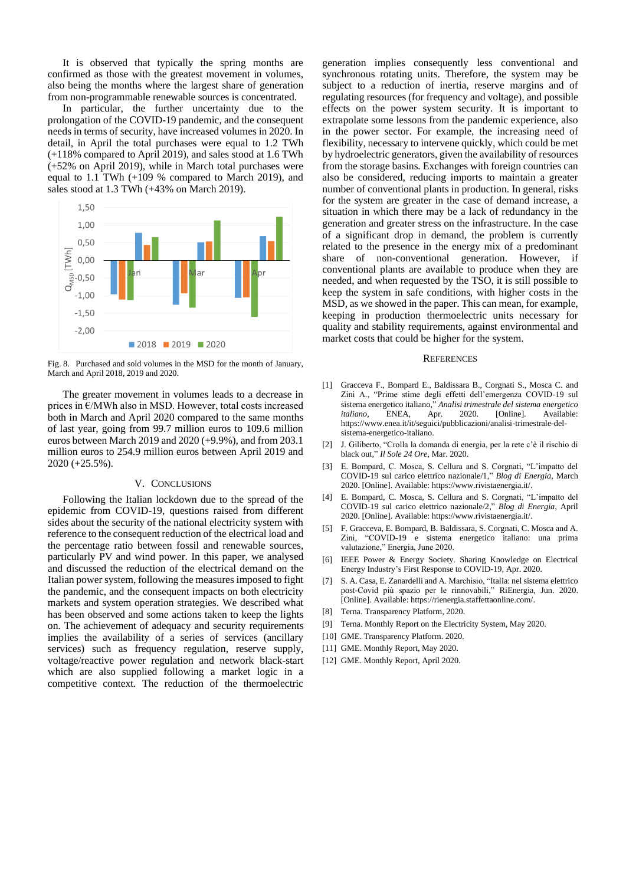It is observed that typically the spring months are confirmed as those with the greatest movement in volumes, also being the months where the largest share of generation from non-programmable renewable sources is concentrated.

In particular, the further uncertainty due to the prolongation of the COVID-19 pandemic, and the consequent needs in terms of security, have increased volumes in 2020. In detail, in April the total purchases were equal to 1.2 TWh (+118% compared to April 2019), and sales stood at 1.6 TWh (+52% on April 2019), while in March total purchases were equal to 1.1 TWh (+109 % compared to March 2019), and sales stood at 1.3 TWh (+43% on March 2019).

1,50
1,00
0,50
0,00
-0,50
-1,00
-1,50
-2,00

$Q_{MSD}$ [TWh]

Jan
Mar
Apr

2018 2019 2020

Fig. 8. Purchased and sold volumes in the MSD for the month of January, March and April 2018, 2019 and 2020.

The greater movement in volumes leads to a decrease in prices in €/MWh also in MSD. However, total costs increased both in March and April 2020 compared to the same months of last year, going from 99.7 million euros to 109.6 million euros between March 2019 and 2020 (+9.9%), and from 203.1 million euros to 254.9 million euros between April 2019 and 2020 (+25.5%).

## V. Conclusions

Following the Italian lockdown due to the spread of the epidemic from COVID-19, questions raised from different sides about the security of the national electricity system with reference to the consequent reduction of the electrical load and the percentage ratio between fossil and renewable sources, particularly PV and wind power. In this paper, we analysed and discussed the reduction of the electrical demand on the Italian power system, following the measures imposed to fight the pandemic, and the consequent impacts on both electricity markets and system operation strategies. We described what has been observed and some actions taken to keep the lights on. The achievement of adequacy and security requirements implies the availability of a series of services (ancillary services) such as frequency regulation, reserve supply, voltage/reactive power regulation and network black-start which are also supplied following a market logic in a competitive context. The reduction of the thermoelectric generation implies consequently less conventional and synchronous rotating units. Therefore, the system may be subject to a reduction of inertia, reserve margins and of regulating resources (for frequency and voltage), and possible effects on the power system security. It is important to extrapolate some lessons from the pandemic experience, also in the power sector. For example, the increasing need of flexibility, necessary to intervene quickly, which could be met by hydroelectric generators, given the availability of resources from the storage basins. Exchanges with foreign countries can also be considered, reducing imports to maintain a greater number of conventional plants in production. In general, risks for the system are greater in the case of demand increase, a situation in which there may be a lack of redundancy in the generation and greater stress on the infrastructure. In the case of a significant drop in demand, the problem is currently related to the presence in the energy mix of a predominant share of non-conventional generation. However, if conventional plants are available to produce when they are needed, and when requested by the TSO, it is still possible to keep the system in safe conditions, with higher costs in the MSD, as we showed in the paper. This can mean, for example, keeping in production thermoelectric units necessary for quality and stability requirements, against environmental and market costs that could be higher for the system.

## References

[1] Gracceva F., Bompard E., Baldissara B., Corgnati S., Mosca C. and Zini A., "Prime stime degli effetti dell'emergenza COVID-19 sul sistema energetico italiano," *Analisi trimestrale del sistema energetico italiano*, ENEA, Apr. 2020. [Online]. Available: https://www.enea.it/it/seguici/pubblicazioni/analisi-trimestrale-del-sistema-energetico-italiano.

[2] J. Giliberto, "Crolla la domanda di energia, per la rete c'è il rischio di black out," *Il Sole 24 Ore*, Mar. 2020.

[3] E. Bompard, C. Mosca, S. Cellura and S. Corgnati, "L'impatto del COVID-19 sul carico elettrico nazionale/1," *Blog di Energia*, March 2020. [Online]. Available: https://www.rivistaenergia.it/.

[4] E. Bompard, C. Mosca, S. Cellura and S. Corgnati, "L'impatto del COVID-19 sul carico elettrico nazionale/2," *Blog di Energia*, April 2020. [Online]. Available: https://www.rivistaenergia.it/.

[5] F. Gracceva, E. Bompard, B. Baldissara, S. Corgnati, C. Mosca and A. Zini, "COVID-19 e sistema energetico italiano: una prima valutazione," Energia, June 2020.

[6] IEEE Power & Energy Society. Sharing Knowledge on Electrical Energy Industry's First Response to COVID-19, Apr. 2020.

[7] S. A. Casa, E. Zanardelli and A. Marchisio, "Italia: nel sistema elettrico post-Covid più spazio per le rinnovabili," RiEnergia, Jun. 2020. [Online]. Available: https://rienergia.staffettaonline.com/.

[8] Terna. Transparency Platform, 2020.

[9] Terna. Monthly Report on the Electricity System, May 2020.

[10] GME. Transparency Platform. 2020.

[11] GME. Monthly Report, May 2020.

[12] GME. Monthly Report, April 2020.